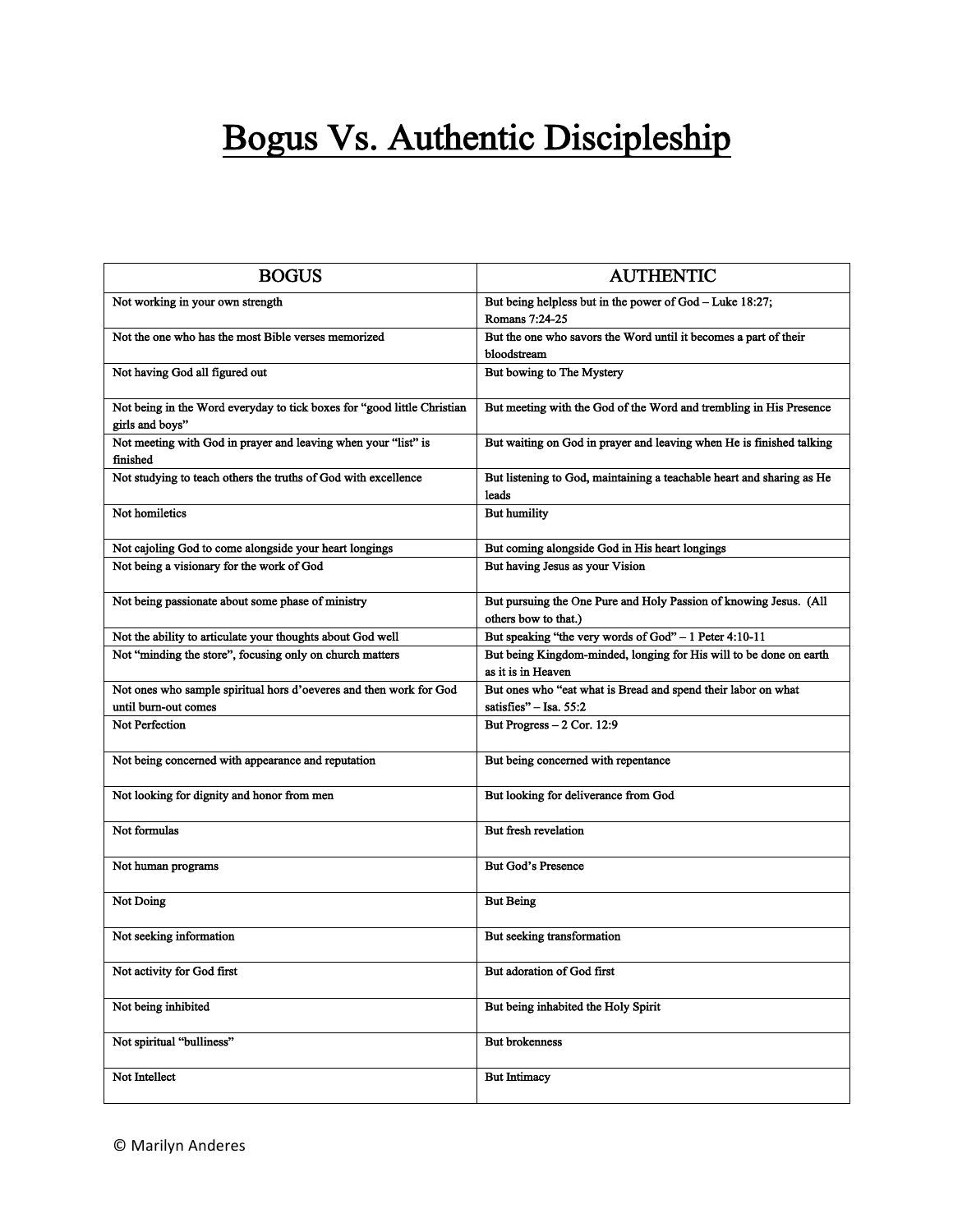# Bogus Vs. Authentic Discipleship

| BOGUS | AUTHENTIC |
| --- | --- |
| Not working in your own strength | But being helpless but in the power of God – Luke 18:27; Romans 7:24-25 |
| Not the one who has the most Bible verses memorized | But the one who savors the Word until it becomes a part of their bloodstream |
| Not having God all figured out | But bowing to The Mystery |
| Not being in the Word everyday to tick boxes for "good little Christian girls and boys" | But meeting with the God of the Word and trembling in His Presence |
| Not meeting with God in prayer and leaving when your "list" is finished | But waiting on God in prayer and leaving when He is finished talking |
| Not studying to teach others the truths of God with excellence | But listening to God, maintaining a teachable heart and sharing as He leads |
| Not homiletics | But humility |
| Not cajoling God to come alongside your heart longings | But coming alongside God in His heart longings |
| Not being a visionary for the work of God | But having Jesus as your Vision |
| Not being passionate about some phase of ministry | But pursuing the One Pure and Holy Passion of knowing Jesus. (All others bow to that.) |
| Not the ability to articulate your thoughts about God well | But speaking "the very words of God" – 1 Peter 4:10-11 |
| Not "minding the store", focusing only on church matters | But being Kingdom-minded, longing for His will to be done on earth as it is in Heaven |
| Not ones who sample spiritual hors d'oeveres and then work for God until burn-out comes | But ones who "eat what is Bread and spend their labor on what satisfies" – Isa. 55:2 |
| Not Perfection | But Progress – 2 Cor. 12:9 |
| Not being concerned with appearance and reputation | But being concerned with repentance |
| Not looking for dignity and honor from men | But looking for deliverance from God |
| Not formulas | But fresh revelation |
| Not human programs | But God's Presence |
| Not Doing | But Being |
| Not seeking information | But seeking transformation |
| Not activity for God first | But adoration of God first |
| Not being inhibited | But being inhabited the Holy Spirit |
| Not spiritual "bulliness" | But brokenness |
| Not Intellect | But Intimacy |

© Marilyn Anderes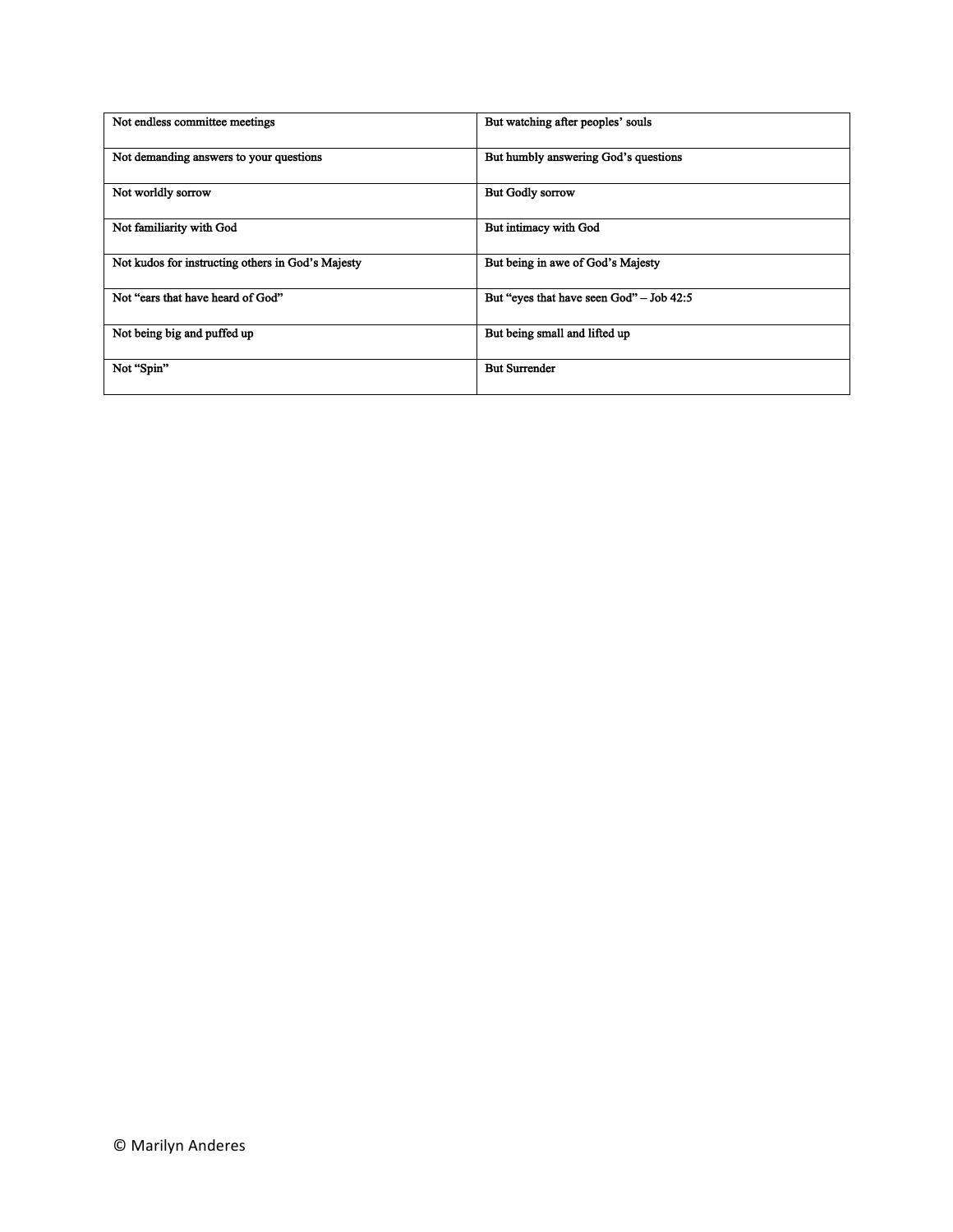| | |
|---|---|
| Not endless committee meetings | But watching after peoples' souls |
| Not demanding answers to your questions | But humbly answering God's questions |
| Not worldly sorrow | But Godly sorrow |
| Not familiarity with God | But intimacy with God |
| Not kudos for instructing others in God's Majesty | But being in awe of God's Majesty |
| Not "ears that have heard of God" | But "eyes that have seen God" – Job 42:5 |
| Not being big and puffed up | But being small and lifted up |
| Not "Spin" | But Surrender |

© Marilyn Anderes